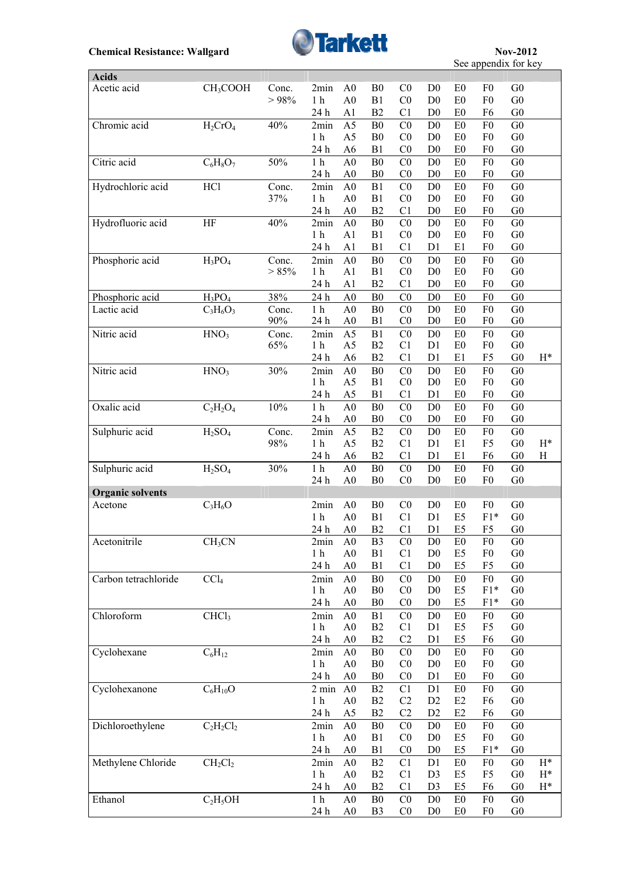**Chemical Resistance: Wallgard**

Nov-2012

See appendix for key

| Acids | | | | | | | | | | | | |
|---|---|---|---|---|---|---|---|---|---|---|---|---|
| Acetic acid | $CH_3COOH$ | Conc. > 98% | 2min | A0 | B0 | C0 | D0 | E0 | F0 | G0 | |
| | | | 1 h | A0 | B1 | C0 | D0 | E0 | F0 | G0 | |
| | | | 24 h | A1 | B2 | C1 | D0 | E0 | F6 | G0 | |
| Chromic acid | $H_2CrO_4$ | 40% | 2min | A5 | B0 | C0 | D0 | E0 | F0 | G0 | |
| | | | 1 h | A5 | B0 | C0 | D0 | E0 | F0 | G0 | |
| | | | 24 h | A6 | B1 | C0 | D0 | E0 | F0 | G0 | |
| Citric acid | $C_6H_8O_7$ | 50% | 1 h | A0 | B0 | C0 | D0 | E0 | F0 | G0 | |
| | | | 24 h | A0 | B0 | C0 | D0 | E0 | F0 | G0 | |
| Hydrochloric acid | HCl | Conc. 37% | 2min | A0 | B1 | C0 | D0 | E0 | F0 | G0 | |
| | | | 1 h | A0 | B1 | C0 | D0 | E0 | F0 | G0 | |
| | | | 24 h | A0 | B2 | C1 | D0 | E0 | F0 | G0 | |
| Hydrofluoric acid | HF | 40% | 2min | A0 | B0 | C0 | D0 | E0 | F0 | G0 | |
| | | | 1 h | A1 | B1 | C0 | D0 | E0 | F0 | G0 | |
| | | | 24 h | A1 | B1 | C1 | D1 | E1 | F0 | G0 | |
| Phosphoric acid | $H_3PO_4$ | Conc. > 85% | 2min | A0 | B0 | C0 | D0 | E0 | F0 | G0 | |
| | | | 1 h | A1 | B1 | C0 | D0 | E0 | F0 | G0 | |
| | | | 24 h | A1 | B2 | C1 | D0 | E0 | F0 | G0 | |
| Phosphoric acid | $H_3PO_4$ | 38% | 24 h | A0 | B0 | C0 | D0 | E0 | F0 | G0 | |
| Lactic acid | $C_3H_6O_3$ | Conc. 90% | 1 h | A0 | B0 | C0 | D0 | E0 | F0 | G0 | |
| | | | 24 h | A0 | B1 | C0 | D0 | E0 | F0 | G0 | |
| Nitric acid | $HNO_3$ | Conc. 65% | 2min | A5 | B1 | C0 | D0 | E0 | F0 | G0 | |
| | | | 1 h | A5 | B2 | C1 | D1 | E0 | F0 | G0 | |
| | | | 24 h | A6 | B2 | C1 | D1 | E1 | F5 | G0 | H* |
| Nitric acid | $HNO_3$ | 30% | 2min | A0 | B0 | C0 | D0 | E0 | F0 | G0 | |
| | | | 1 h | A5 | B1 | C0 | D0 | E0 | F0 | G0 | |
| | | | 24 h | A5 | B1 | C1 | D1 | E0 | F0 | G0 | |
| Oxalic acid | $C_2H_2O_4$ | 10% | 1 h | A0 | B0 | C0 | D0 | E0 | F0 | G0 | |
| | | | 24 h | A0 | B0 | C0 | D0 | E0 | F0 | G0 | |
| Sulphuric acid | $H_2SO_4$ | Conc. 98% | 2min | A5 | B2 | C0 | D0 | E0 | F0 | G0 | |
| | | | 1 h | A5 | B2 | C1 | D1 | E1 | F5 | G0 | H* |
| | | | 24 h | A6 | B2 | C1 | D1 | E1 | F6 | G0 | H |
| Sulphuric acid | $H_2SO_4$ | 30% | 1 h | A0 | B0 | C0 | D0 | E0 | F0 | G0 | |
| | | | 24 h | A0 | B0 | C0 | D0 | E0 | F0 | G0 | |
| **Organic solvents** | | | | | | | | | | | |
| Acetone | $C_3H_6O$ | | 2min | A0 | B0 | C0 | D0 | E0 | F0 | G0 | |
| | | | 1 h | A0 | B1 | C1 | D1 | E5 | F1* | G0 | |
| | | | 24 h | A0 | B2 | C1 | D1 | E5 | F5 | G0 | |
| Acetonitrile | $CH_3CN$ | | 2min | A0 | B3 | C0 | D0 | E0 | F0 | G0 | |
| | | | 1 h | A0 | B1 | C1 | D0 | E5 | F0 | G0 | |
| | | | 24 h | A0 | B1 | C1 | D0 | E5 | F5 | G0 | |
| Carbon tetrachloride | $CCl_4$ | | 2min | A0 | B0 | C0 | D0 | E0 | F0 | G0 | |
| | | | 1 h | A0 | B0 | C0 | D0 | E5 | F1* | G0 | |
| | | | 24 h | A0 | B0 | C0 | D0 | E5 | F1* | G0 | |
| Chloroform | $CHCl_3$ | | 2min | A0 | B1 | C0 | D0 | E0 | F0 | G0 | |
| | | | 1 h | A0 | B2 | C1 | D1 | E5 | F5 | G0 | |
| | | | 24 h | A0 | B2 | C2 | D1 | E5 | F6 | G0 | |
| Cyclohexane | $C_6H_{12}$ | | 2min | A0 | B0 | C0 | D0 | E0 | F0 | G0 | |
| | | | 1 h | A0 | B0 | C0 | D0 | E0 | F0 | G0 | |
| | | | 24 h | A0 | B0 | C0 | D1 | E0 | F0 | G0 | |
| Cyclohexanone | $C_6H_{10}O$ | | 2 min | A0 | B2 | C1 | D1 | E0 | F0 | G0 | |
| | | | 1 h | A0 | B2 | C2 | D2 | E2 | F6 | G0 | |
| | | | 24 h | A5 | B2 | C2 | D2 | E2 | F6 | G0 | |
| Dichloroethylene | $C_2H_2Cl_2$ | | 2min | A0 | B0 | C0 | D0 | E0 | F0 | G0 | |
| | | | 1 h | A0 | B1 | C0 | D0 | E5 | F0 | G0 | |
| | | | 24 h | A0 | B1 | C0 | D0 | E5 | F1* | G0 | |
| Methylene Chloride | $CH_2Cl_2$ | | 2min | A0 | B2 | C1 | D1 | E0 | F0 | G0 | H* |
| | | | 1 h | A0 | B2 | C1 | D3 | E5 | F5 | G0 | H* |
| | | | 24 h | A0 | B2 | C1 | D3 | E5 | F6 | G0 | H* |
| Ethanol | $C_2H_5OH$ | | 1 h | A0 | B0 | C0 | D0 | E0 | F0 | G0 | |
| | | | 24 h | A0 | B3 | C0 | D0 | E0 | F0 | G0 | |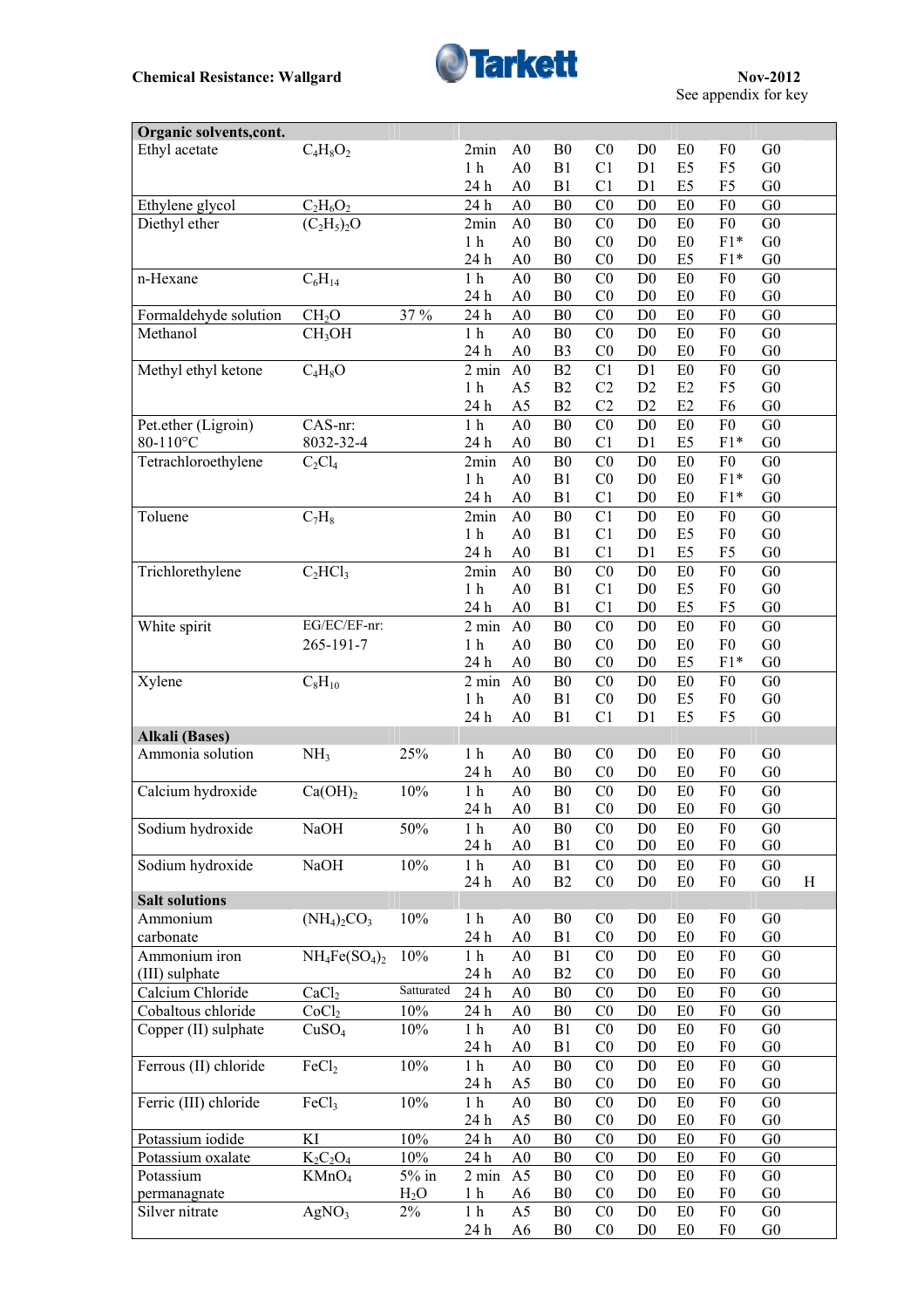**Chemical Resistance: Wallgard** — Nov-2012 — See appendix for key

| Organic solvents,cont. | | | | | | | | | | | | |
|---|---|---|---|---|---|---|---|---|---|---|---|---|
| Ethyl acetate | $C_4H_8O_2$ | | 2min | A0 | B0 | C0 | D0 | E0 | F0 | G0 | |
| | | | 1 h | A0 | B1 | C1 | D1 | E5 | F5 | G0 | |
| | | | 24 h | A0 | B1 | C1 | D1 | E5 | F5 | G0 | |
| Ethylene glycol | $C_2H_6O_2$ | | 24 h | A0 | B0 | C0 | D0 | E0 | F0 | G0 | |
| Diethyl ether | $(C_2H_5)_2O$ | | 2min | A0 | B0 | C0 | D0 | E0 | F0 | G0 | |
| | | | 1 h | A0 | B0 | C0 | D0 | E0 | F1* | G0 | |
| | | | 24 h | A0 | B0 | C0 | D0 | E5 | F1* | G0 | |
| n-Hexane | $C_6H_{14}$ | | 1 h | A0 | B0 | C0 | D0 | E0 | F0 | G0 | |
| | | | 24 h | A0 | B0 | C0 | D0 | E0 | F0 | G0 | |
| Formaldehyde solution | $CH_2O$ | 37 % | 24 h | A0 | B0 | C0 | D0 | E0 | F0 | G0 | |
| Methanol | $CH_3OH$ | | 1 h | A0 | B0 | C0 | D0 | E0 | F0 | G0 | |
| | | | 24 h | A0 | B3 | C0 | D0 | E0 | F0 | G0 | |
| Methyl ethyl ketone | $C_4H_8O$ | | 2 min | A0 | B2 | C1 | D1 | E0 | F0 | G0 | |
| | | | 1 h | A5 | B2 | C2 | D2 | E2 | F5 | G0 | |
| | | | 24 h | A5 | B2 | C2 | D2 | E2 | F6 | G0 | |
| Pet.ether (Ligroin) 80-110°C | CAS-nr: 8032-32-4 | | 1 h | A0 | B0 | C0 | D0 | E0 | F0 | G0 | |
| | | | 24 h | A0 | B0 | C1 | D1 | E5 | F1* | G0 | |
| Tetrachloroethylene | $C_2Cl_4$ | | 2min | A0 | B0 | C0 | D0 | E0 | F0 | G0 | |
| | | | 1 h | A0 | B1 | C0 | D0 | E0 | F1* | G0 | |
| | | | 24 h | A0 | B1 | C1 | D0 | E0 | F1* | G0 | |
| Toluene | $C_7H_8$ | | 2min | A0 | B0 | C1 | D0 | E0 | F0 | G0 | |
| | | | 1 h | A0 | B1 | C1 | D0 | E5 | F0 | G0 | |
| | | | 24 h | A0 | B1 | C1 | D1 | E5 | F5 | G0 | |
| Trichlorethylene | $C_2HCl_3$ | | 2min | A0 | B0 | C0 | D0 | E0 | F0 | G0 | |
| | | | 1 h | A0 | B1 | C1 | D0 | E5 | F0 | G0 | |
| | | | 24 h | A0 | B1 | C1 | D0 | E5 | F5 | G0 | |
| White spirit | EG/EC/EF-nr: 265-191-7 | | 2 min | A0 | B0 | C0 | D0 | E0 | F0 | G0 | |
| | | | 1 h | A0 | B0 | C0 | D0 | E0 | F0 | G0 | |
| | | | 24 h | A0 | B0 | C0 | D0 | E5 | F1* | G0 | |
| Xylene | $C_8H_{10}$ | | 2 min | A0 | B0 | C0 | D0 | E0 | F0 | G0 | |
| | | | 1 h | A0 | B1 | C0 | D0 | E5 | F0 | G0 | |
| | | | 24 h | A0 | B1 | C1 | D1 | E5 | F5 | G0 | |
| **Alkali (Bases)** | | | | | | | | | | | |
| Ammonia solution | $NH_3$ | 25% | 1 h | A0 | B0 | C0 | D0 | E0 | F0 | G0 | |
| | | | 24 h | A0 | B0 | C0 | D0 | E0 | F0 | G0 | |
| Calcium hydroxide | $Ca(OH)_2$ | 10% | 1 h | A0 | B0 | C0 | D0 | E0 | F0 | G0 | |
| | | | 24 h | A0 | B1 | C0 | D0 | E0 | F0 | G0 | |
| Sodium hydroxide | NaOH | 50% | 1 h | A0 | B0 | C0 | D0 | E0 | F0 | G0 | |
| | | | 24 h | A0 | B1 | C0 | D0 | E0 | F0 | G0 | |
| Sodium hydroxide | NaOH | 10% | 1 h | A0 | B1 | C0 | D0 | E0 | F0 | G0 | |
| | | | 24 h | A0 | B2 | C0 | D0 | E0 | F0 | G0 | H |
| **Salt solutions** | | | | | | | | | | | |
| Ammonium carbonate | $(NH_4)_2CO_3$ | 10% | 1 h | A0 | B0 | C0 | D0 | E0 | F0 | G0 | |
| | | | 24 h | A0 | B1 | C0 | D0 | E0 | F0 | G0 | |
| Ammonium iron (III) sulphate | $NH_4Fe(SO_4)_2$ | 10% | 1 h | A0 | B1 | C0 | D0 | E0 | F0 | G0 | |
| | | | 24 h | A0 | B2 | C0 | D0 | E0 | F0 | G0 | |
| Calcium Chloride | $CaCl_2$ | Satturated | 24 h | A0 | B0 | C0 | D0 | E0 | F0 | G0 | |
| Cobaltous chloride | $CoCl_2$ | 10% | 24 h | A0 | B0 | C0 | D0 | E0 | F0 | G0 | |
| Copper (II) sulphate | $CuSO_4$ | 10% | 1 h | A0 | B1 | C0 | D0 | E0 | F0 | G0 | |
| | | | 24 h | A0 | B1 | C0 | D0 | E0 | F0 | G0 | |
| Ferrous (II) chloride | $FeCl_2$ | 10% | 1 h | A0 | B0 | C0 | D0 | E0 | F0 | G0 | |
| | | | 24 h | A5 | B0 | C0 | D0 | E0 | F0 | G0 | |
| Ferric (III) chloride | $FeCl_3$ | 10% | 1 h | A0 | B0 | C0 | D0 | E0 | F0 | G0 | |
| | | | 24 h | A5 | B0 | C0 | D0 | E0 | F0 | G0 | |
| Potassium iodide | KI | 10% | 24 h | A0 | B0 | C0 | D0 | E0 | F0 | G0 | |
| Potassium oxalate | $K_2C_2O_4$ | 10% | 24 h | A0 | B0 | C0 | D0 | E0 | F0 | G0 | |
| Potassium permanagnate | $KMnO_4$ | 5% in $H_2O$ | 2 min | A5 | B0 | C0 | D0 | E0 | F0 | G0 | |
| | | | 1 h | A6 | B0 | C0 | D0 | E0 | F0 | G0 | |
| Silver nitrate | $AgNO_3$ | 2% | 1 h | A5 | B0 | C0 | D0 | E0 | F0 | G0 | |
| | | | 24 h | A6 | B0 | C0 | D0 | E0 | F0 | G0 | |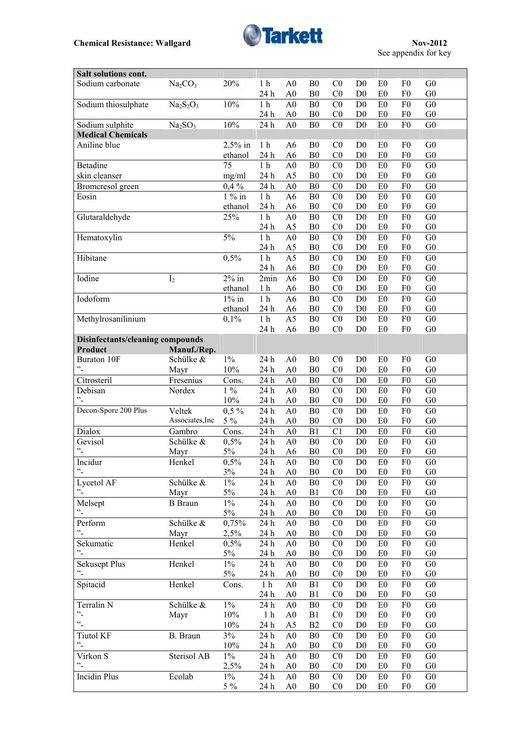**Chemical Resistance: Wallgard**

Nov-2012
See appendix for key

| | | | | | | | | | | |
|---|---|---|---|---|---|---|---|---|---|---|
| **Salt solutions cont.** | | | | | | | | | | |
| Sodium carbonate | $Na_2CO_3$ | 20% | 1 h | A0 | B0 | C0 | D0 | E0 | F0 | G0 |
| | | | 24 h | A0 | B0 | C0 | D0 | E0 | F0 | G0 |
| Sodium thiosulphate | $Na_2S_2O_3$ | 10% | 1 h | A0 | B0 | C0 | D0 | E0 | F0 | G0 |
| | | | 24 h | A0 | B0 | C0 | D0 | E0 | F0 | G0 |
| Sodium sulphite | $Na_2SO_3$ | 10% | 24 h | A0 | B0 | C0 | D0 | E0 | F0 | G0 |
| **Medical Chemicals** | | | | | | | | | | |
| Aniline blue | | 2,5% in | 1 h | A6 | B0 | C0 | D0 | E0 | F0 | G0 |
| | | ethanol | 24 h | A6 | B0 | C0 | D0 | E0 | F0 | G0 |
| Betadine | | 75 | 1 h | A0 | B0 | C0 | D0 | E0 | F0 | G0 |
| skin cleanser | | mg/ml | 24 h | A5 | B0 | C0 | D0 | E0 | F0 | G0 |
| Bromcresol green | | 0,4 % | 24 h | A0 | B0 | C0 | D0 | E0 | F0 | G0 |
| Eosin | | 1 % in | 1 h | A6 | B0 | C0 | D0 | E0 | F0 | G0 |
| | | ethanol | 24 h | A6 | B0 | C0 | D0 | E0 | F0 | G0 |
| Glutaraldehyde | | 25% | 1 h | A0 | B0 | C0 | D0 | E0 | F0 | G0 |
| | | | 24 h | A5 | B0 | C0 | D0 | E0 | F0 | G0 |
| Hematoxylin | | 5% | 1 h | A0 | B0 | C0 | D0 | E0 | F0 | G0 |
| | | | 24 h | A5 | B0 | C0 | D0 | E0 | F0 | G0 |
| Hibitane | | 0,5% | 1 h | A5 | B0 | C0 | D0 | E0 | F0 | G0 |
| | | | 24 h | A6 | B0 | C0 | D0 | E0 | F0 | G0 |
| Iodine | $I_2$ | 2% in | 2min | A6 | B0 | C0 | D0 | E0 | F0 | G0 |
| | | ethanol | 1 h | A6 | B0 | C0 | D0 | E0 | F0 | G0 |
| Iodoform | | 1% in | 1 h | A6 | B0 | C0 | D0 | E0 | F0 | G0 |
| | | ethanol | 24 h | A6 | B0 | C0 | D0 | E0 | F0 | G0 |
| Methylrosanilinium | | 0,1% | 1 h | A5 | B0 | C0 | D0 | E0 | F0 | G0 |
| | | | 24 h | A6 | B0 | C0 | D0 | E0 | F0 | G0 |
| **Disinfectants/cleaning compounds** | | | | | | | | | | |
| **Product** | **Manuf./Rep.** | | | | | | | | | |
| Buraton 10F | Schülke & | 1% | 24 h | A0 | B0 | C0 | D0 | E0 | F0 | G0 |
| ”- | Mayr | 10% | 24 h | A0 | B0 | C0 | D0 | E0 | F0 | G0 |
| Citrosteril | Fresenius | Cons. | 24 h | A0 | B0 | C0 | D0 | E0 | F0 | G0 |
| Debisan | Nordex | 1 % | 24 h | A0 | B0 | C0 | D0 | E0 | F0 | G0 |
| ”- | | 10% | 24 h | A0 | B0 | C0 | D0 | E0 | F0 | G0 |
| Decon-Spore 200 Plus | Veltek | 0,5 % | 24 h | A0 | B0 | C0 | D0 | E0 | F0 | G0 |
| | Associates,Inc | 5 % | 24 h | A0 | B0 | C0 | D0 | E0 | F0 | G0 |
| Dialox | Gambro | Cons. | 24 h | A0 | B1 | C1 | D0 | E0 | F0 | G0 |
| Gevisol | Schülke & | 0,5% | 24 h | A0 | B0 | C0 | D0 | E0 | F0 | G0 |
| ”- | Mayr | 5% | 24 h | A6 | B0 | C0 | D0 | E0 | F0 | G0 |
| Incidur | Henkel | 0,5% | 24 h | A0 | B0 | C0 | D0 | E0 | F0 | G0 |
| ”- | | 3% | 24 h | A0 | B0 | C0 | D0 | E0 | F0 | G0 |
| Lycetol AF | Schülke & | 1% | 24 h | A0 | B0 | C0 | D0 | E0 | F0 | G0 |
| ”- | Mayr | 5% | 24 h | A0 | B1 | C0 | D0 | E0 | F0 | G0 |
| Melsept | B Braun | 1% | 24 h | A0 | B0 | C0 | D0 | E0 | F0 | G0 |
| ”- | | 5% | 24 h | A0 | B0 | C0 | D0 | E0 | F0 | G0 |
| Perform | Schülke & | 0,75% | 24 h | A0 | B0 | C0 | D0 | E0 | F0 | G0 |
| ”- | Mayr | 2,5% | 24 h | A0 | B0 | C0 | D0 | E0 | F0 | G0 |
| Sekumatic | Henkel | 0,5% | 24 h | A0 | B0 | C0 | D0 | E0 | F0 | G0 |
| ”- | | 5% | 24 h | A0 | B0 | C0 | D0 | E0 | F0 | G0 |
| Sekusept Plus | Henkel | 1% | 24 h | A0 | B0 | C0 | D0 | E0 | F0 | G0 |
| ”- | | 5% | 24 h | A0 | B0 | C0 | D0 | E0 | F0 | G0 |
| Spitacid | Henkel | Cons. | 1 h | A0 | B1 | C0 | D0 | E0 | F0 | G0 |
| | | | 24 h | A0 | B1 | C0 | D0 | E0 | F0 | G0 |
| Terralin N | Schülke & | 1% | 24 h | A0 | B0 | C0 | D0 | E0 | F0 | G0 |
| ”- | Mayr | 10% | 1 h | A0 | B1 | C0 | D0 | E0 | F0 | G0 |
| ”- | | 10% | 24 h | A5 | B2 | C0 | D0 | E0 | F0 | G0 |
| Tiutol KF | B. Braun | 3% | 24 h | A0 | B0 | C0 | D0 | E0 | F0 | G0 |
| ”- | | 10% | 24 h | A0 | B0 | C0 | D0 | E0 | F0 | G0 |
| Virkon S | Sterisol AB | 1% | 24 h | A0 | B0 | C0 | D0 | E0 | F0 | G0 |
| ”- | | 2,5% | 24 h | A0 | B0 | C0 | D0 | E0 | F0 | G0 |
| Incidin Plus | Ecolab | 1% | 24 h | A0 | B0 | C0 | D0 | E0 | F0 | G0 |
| | | 5 % | 24 h | A0 | B0 | C0 | D0 | E0 | F0 | G0 |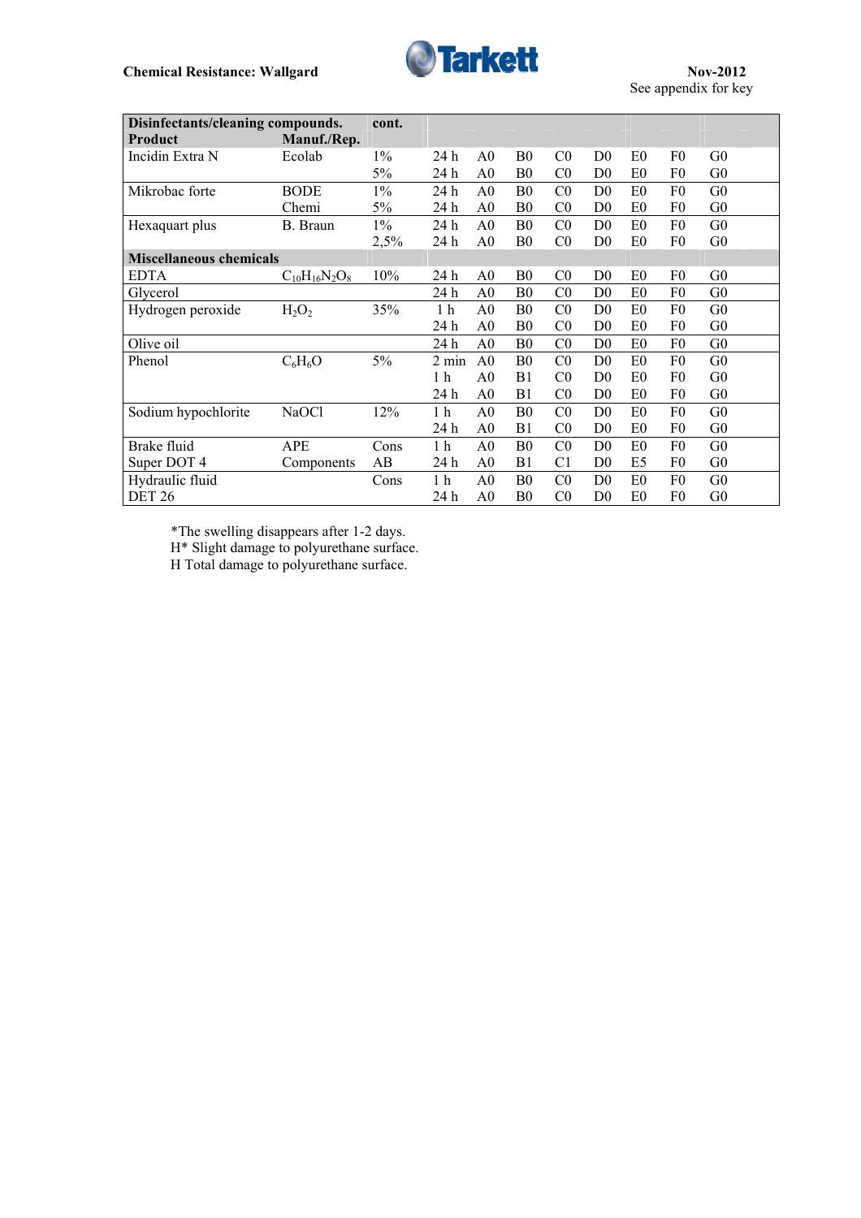**Chemical Resistance: Wallgard** Nov-2012

See appendix for key

| Disinfectants/cleaning compounds. Product | Manuf./Rep. | cont. | | | | | | | | |
|---|---|---|---|---|---|---|---|---|---|---|
| Incidin Extra N | Ecolab | 1% | 24 h | A0 | B0 | C0 | D0 | E0 | F0 | G0 |
| | | 5% | 24 h | A0 | B0 | C0 | D0 | E0 | F0 | G0 |
| Mikrobac forte | BODE Chemi | 1% | 24 h | A0 | B0 | C0 | D0 | E0 | F0 | G0 |
| | | 5% | 24 h | A0 | B0 | C0 | D0 | E0 | F0 | G0 |
| Hexaquart plus | B. Braun | 1% | 24 h | A0 | B0 | C0 | D0 | E0 | F0 | G0 |
| | | 2,5% | 24 h | A0 | B0 | C0 | D0 | E0 | F0 | G0 |
| **Miscellaneous chemicals** | | | | | | | | | | |
| EDTA | $C_{10}H_{16}N_2O_8$ | 10% | 24 h | A0 | B0 | C0 | D0 | E0 | F0 | G0 |
| Glycerol | | | 24 h | A0 | B0 | C0 | D0 | E0 | F0 | G0 |
| Hydrogen peroxide | $H_2O_2$ | 35% | 1 h | A0 | B0 | C0 | D0 | E0 | F0 | G0 |
| | | | 24 h | A0 | B0 | C0 | D0 | E0 | F0 | G0 |
| Olive oil | | | 24 h | A0 | B0 | C0 | D0 | E0 | F0 | G0 |
| Phenol | $C_6H_6O$ | 5% | 2 min | A0 | B0 | C0 | D0 | E0 | F0 | G0 |
| | | | 1 h | A0 | B1 | C0 | D0 | E0 | F0 | G0 |
| | | | 24 h | A0 | B1 | C0 | D0 | E0 | F0 | G0 |
| Sodium hypochlorite | NaOCl | 12% | 1 h | A0 | B0 | C0 | D0 | E0 | F0 | G0 |
| | | | 24 h | A0 | B1 | C0 | D0 | E0 | F0 | G0 |
| Brake fluid Super DOT 4 | APE Components AB | Cons | 1 h | A0 | B0 | C0 | D0 | E0 | F0 | G0 |
| | | | 24 h | A0 | B1 | C1 | D0 | E5 | F0 | G0 |
| Hydraulic fluid DET 26 | | Cons | 1 h | A0 | B0 | C0 | D0 | E0 | F0 | G0 |
| | | | 24 h | A0 | B0 | C0 | D0 | E0 | F0 | G0 |

*The swelling disappears after 1-2 days.

H* Slight damage to polyurethane surface.

H Total damage to polyurethane surface.